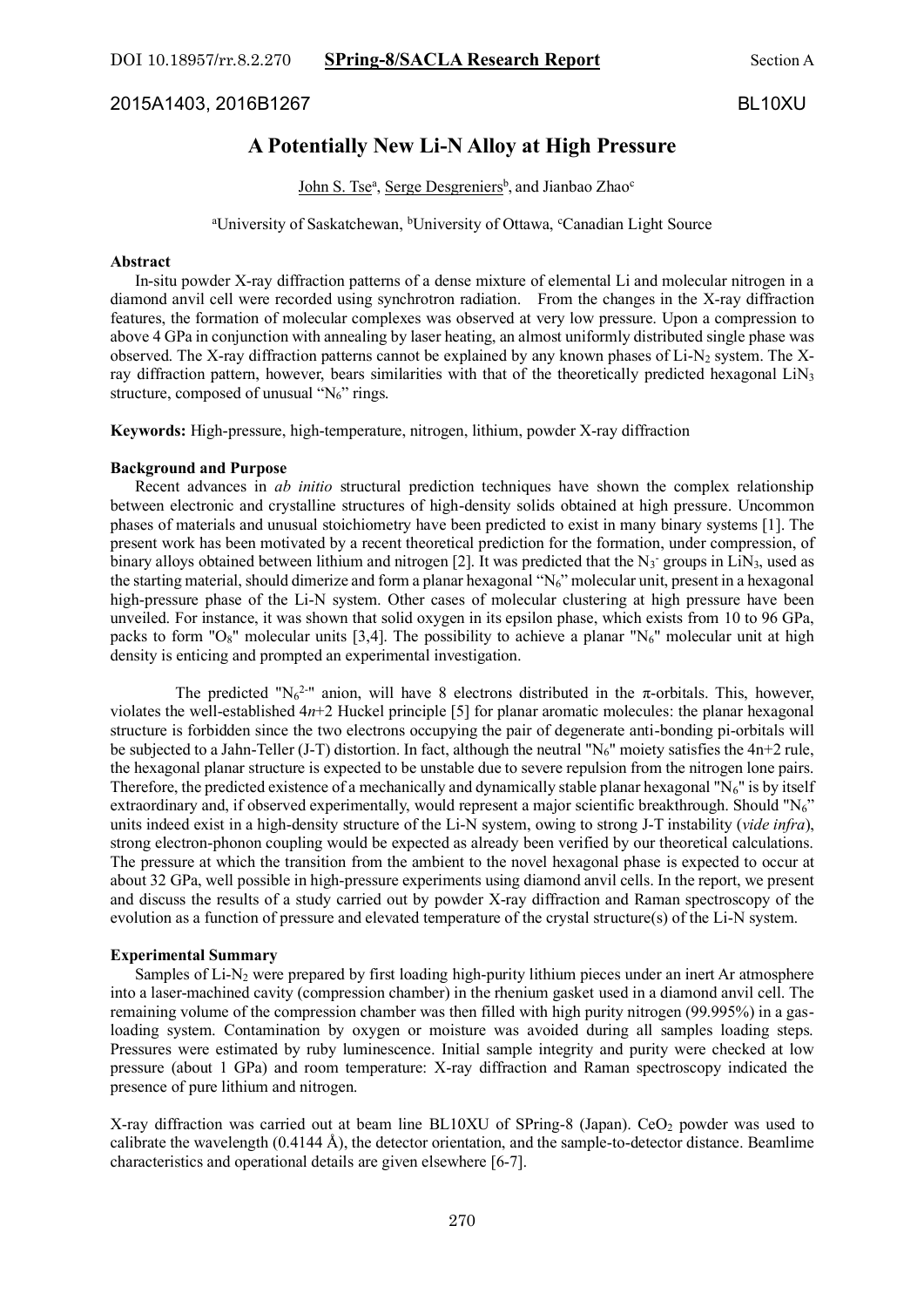2015A1403, 2016B1267 BL10XU

# A Potentially New Li-N Alloy at High Pressure

John S. Tse[a], Serge Desgreniers[b], and Jianbao Zhao[c]

[a]University of Saskatchewan, [b]University of Ottawa, [c]Canadian Light Source

**Abstract**

In-situ powder X-ray diffraction patterns of a dense mixture of elemental Li and molecular nitrogen in a diamond anvil cell were recorded using synchrotron radiation. From the changes in the X-ray diffraction features, the formation of molecular complexes was observed at very low pressure. Upon a compression to above 4 GPa in conjunction with annealing by laser heating, an almost uniformly distributed single phase was observed. The X-ray diffraction patterns cannot be explained by any known phases of Li-$N_2$ system. The X-ray diffraction pattern, however, bears similarities with that of the theoretically predicted hexagonal $LiN_3$ structure, composed of unusual "$N_6$" rings.

**Keywords:** High-pressure, high-temperature, nitrogen, lithium, powder X-ray diffraction

**Background and Purpose**

Recent advances in *ab initio* structural prediction techniques have shown the complex relationship between electronic and crystalline structures of high-density solids obtained at high pressure. Uncommon phases of materials and unusual stoichiometry have been predicted to exist in many binary systems [1]. The present work has been motivated by a recent theoretical prediction for the formation, under compression, of binary alloys obtained between lithium and nitrogen [2]. It was predicted that the $N_3^-$ groups in $LiN_3$, used as the starting material, should dimerize and form a planar hexagonal "$N_6$" molecular unit, present in a hexagonal high-pressure phase of the Li-N system. Other cases of molecular clustering at high pressure have been unveiled. For instance, it was shown that solid oxygen in its epsilon phase, which exists from 10 to 96 GPa, packs to form "$O_8$" molecular units [3,4]. The possibility to achieve a planar "$N_6$" molecular unit at high density is enticing and prompted an experimental investigation.

The predicted "$N_6^{2-}$" anion, will have 8 electrons distributed in the π-orbitals. This, however, violates the well-established $4n+2$ Huckel principle [5] for planar aromatic molecules: the planar hexagonal structure is forbidden since the two electrons occupying the pair of degenerate anti-bonding pi-orbitals will be subjected to a Jahn-Teller (J-T) distortion. In fact, although the neutral "$N_6$" moiety satisfies the $4n+2$ rule, the hexagonal planar structure is expected to be unstable due to severe repulsion from the nitrogen lone pairs. Therefore, the predicted existence of a mechanically and dynamically stable planar hexagonal "$N_6$" is by itself extraordinary and, if observed experimentally, would represent a major scientific breakthrough. Should "$N_6$" units indeed exist in a high-density structure of the Li-N system, owing to strong J-T instability (*vide infra*), strong electron-phonon coupling would be expected as already been verified by our theoretical calculations. The pressure at which the transition from the ambient to the novel hexagonal phase is expected to occur at about 32 GPa, well possible in high-pressure experiments using diamond anvil cells. In the report, we present and discuss the results of a study carried out by powder X-ray diffraction and Raman spectroscopy of the evolution as a function of pressure and elevated temperature of the crystal structure(s) of the Li-N system.

**Experimental Summary**

Samples of Li-$N_2$ were prepared by first loading high-purity lithium pieces under an inert Ar atmosphere into a laser-machined cavity (compression chamber) in the rhenium gasket used in a diamond anvil cell. The remaining volume of the compression chamber was then filled with high purity nitrogen (99.995%) in a gas-loading system. Contamination by oxygen or moisture was avoided during all samples loading steps. Pressures were estimated by ruby luminescence. Initial sample integrity and purity were checked at low pressure (about 1 GPa) and room temperature: X-ray diffraction and Raman spectroscopy indicated the presence of pure lithium and nitrogen.

X-ray diffraction was carried out at beam line BL10XU of SPring-8 (Japan). $CeO_2$ powder was used to calibrate the wavelength (0.4144 Å), the detector orientation, and the sample-to-detector distance. Beamlime characteristics and operational details are given elsewhere [6-7].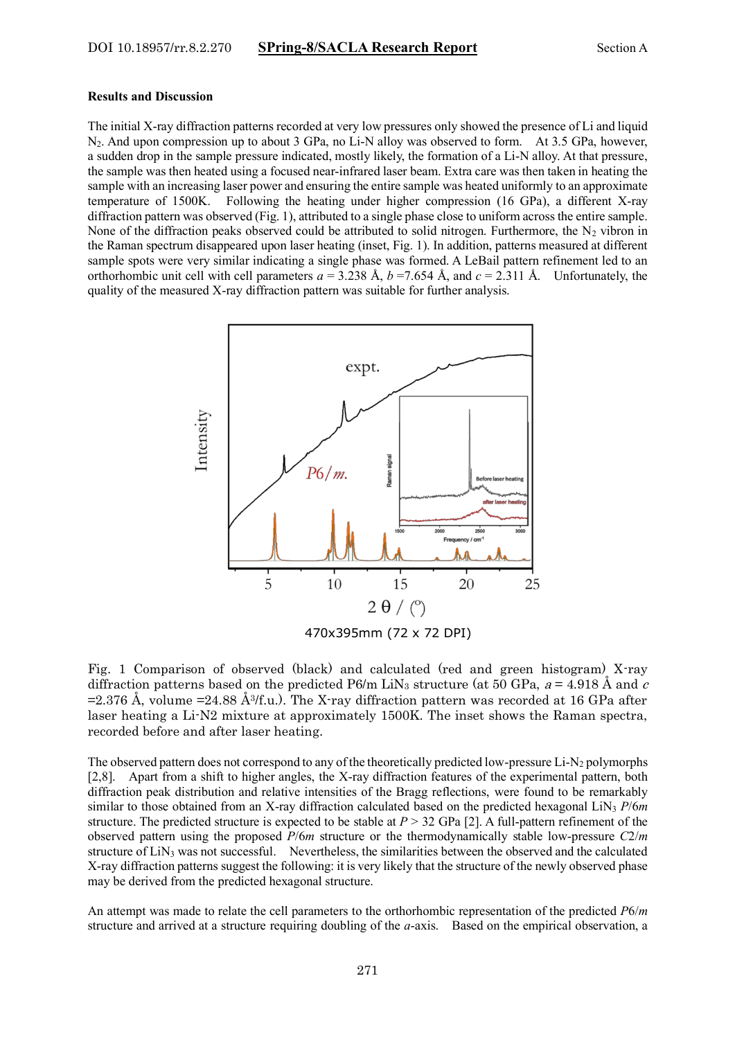**Results and Discussion**

The initial X-ray diffraction patterns recorded at very low pressures only showed the presence of Li and liquid $N_2$. And upon compression up to about 3 GPa, no Li-N alloy was observed to form. At 3.5 GPa, however, a sudden drop in the sample pressure indicated, mostly likely, the formation of a Li-N alloy. At that pressure, the sample was then heated using a focused near-infrared laser beam. Extra care was then taken in heating the sample with an increasing laser power and ensuring the entire sample was heated uniformly to an approximate temperature of 1500K. Following the heating under higher compression (16 GPa), a different X-ray diffraction pattern was observed (Fig. 1), attributed to a single phase close to uniform across the entire sample. None of the diffraction peaks observed could be attributed to solid nitrogen. Furthermore, the $N_2$ vibron in the Raman spectrum disappeared upon laser heating (inset, Fig. 1). In addition, patterns measured at different sample spots were very similar indicating a single phase was formed. A LeBail pattern refinement led to an orthorhombic unit cell with cell parameters $a$ = 3.238 Å, $b$ =7.654 Å, and $c$ = 2.311 Å. Unfortunately, the quality of the measured X-ray diffraction pattern was suitable for further analysis.

470x395mm (72 x 72 DPI)

Fig. 1 Comparison of observed (black) and calculated (red and green histogram) X-ray diffraction patterns based on the predicted P6/m $LiN_3$ structure (at 50 GPa, $a$ = 4.918 Å and $c$ =2.376 Å, volume =24.88 Å$^3$/f.u.). The X-ray diffraction pattern was recorded at 16 GPa after laser heating a Li-N2 mixture at approximately 1500K. The inset shows the Raman spectra, recorded before and after laser heating.

The observed pattern does not correspond to any of the theoretically predicted low-pressure Li-$N_2$ polymorphs [2,8]. Apart from a shift to higher angles, the X-ray diffraction features of the experimental pattern, both diffraction peak distribution and relative intensities of the Bragg reflections, were found to be remarkably similar to those obtained from an X-ray diffraction calculated based on the predicted hexagonal $LiN_3$ *P*/6*m* structure. The predicted structure is expected to be stable at $P$ > 32 GPa [2]. A full-pattern refinement of the observed pattern using the proposed *P*/6*m* structure or the thermodynamically stable low-pressure *C*2/*m* structure of $LiN_3$ was not successful. Nevertheless, the similarities between the observed and the calculated X-ray diffraction patterns suggest the following: it is very likely that the structure of the newly observed phase may be derived from the predicted hexagonal structure.

An attempt was made to relate the cell parameters to the orthorhombic representation of the predicted *P*6/*m* structure and arrived at a structure requiring doubling of the *a*-axis. Based on the empirical observation, a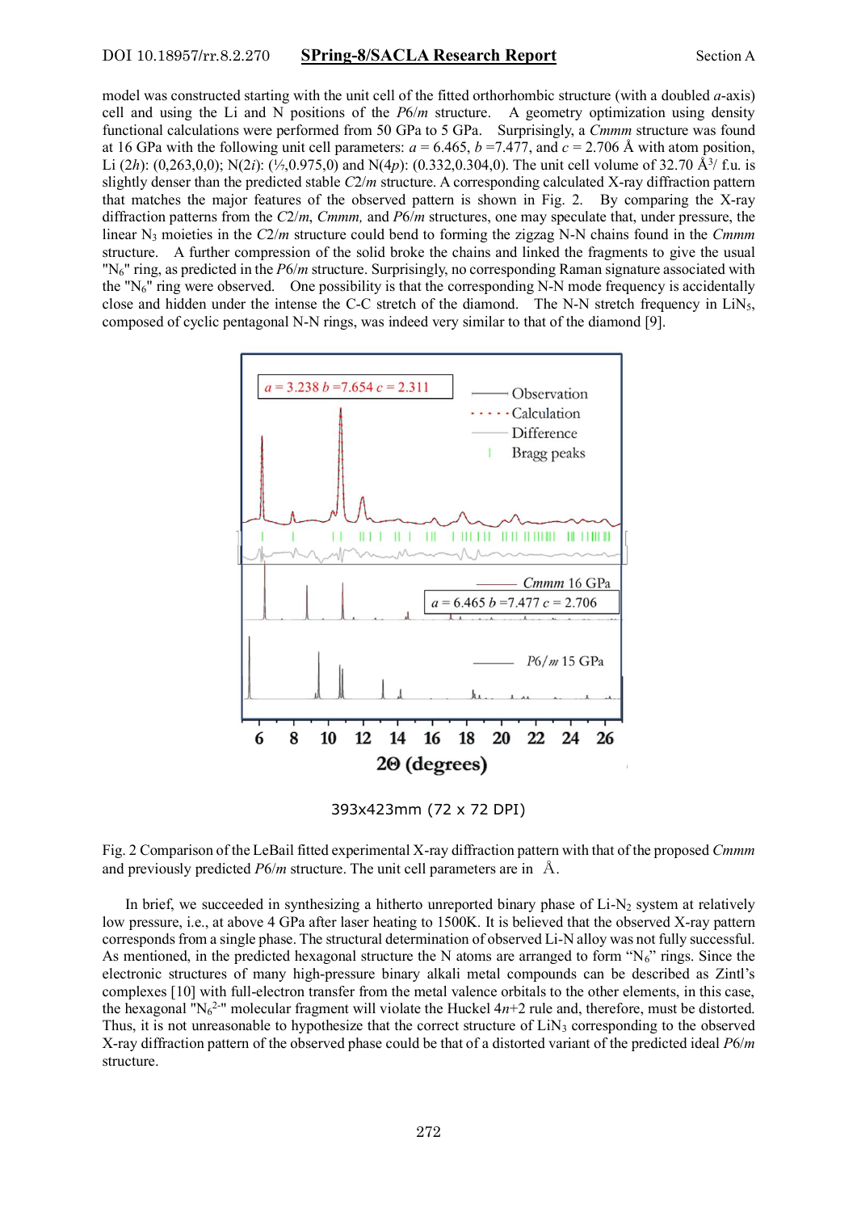model was constructed starting with the unit cell of the fitted orthorhombic structure (with a doubled *a*-axis) cell and using the Li and N positions of the *P*6/*m* structure. A geometry optimization using density functional calculations were performed from 50 GPa to 5 GPa. Surprisingly, a *Cmmm* structure was found at 16 GPa with the following unit cell parameters: *a* = 6.465, *b* =7.477, and *c* = 2.706 Å with atom position, Li (2*h*): (0,263,0,0); N(2*i*): (½,0.975,0) and N(4*p*): (0.332,0.304,0). The unit cell volume of 32.70 Å$^3$/ f.u. is slightly denser than the predicted stable *C*2/*m* structure. A corresponding calculated X-ray diffraction pattern that matches the major features of the observed pattern is shown in Fig. 2. By comparing the X-ray diffraction patterns from the *C*2/*m*, *Cmmm,* and *P*6/*m* structures, one may speculate that, under pressure, the linear $N_3$ moieties in the *C*2/*m* structure could bend to forming the zigzag N-N chains found in the *Cmmm* structure. A further compression of the solid broke the chains and linked the fragments to give the usual "$N_6$" ring, as predicted in the *P*6/*m* structure. Surprisingly, no corresponding Raman signature associated with the "$N_6$" ring were observed. One possibility is that the corresponding N-N mode frequency is accidentally close and hidden under the intense the C-C stretch of the diamond. The N-N stretch frequency in $LiN_5$, composed of cyclic pentagonal N-N rings, was indeed very similar to that of the diamond [9].

393x423mm (72 x 72 DPI)

Fig. 2 Comparison of the LeBail fitted experimental X-ray diffraction pattern with that of the proposed *Cmmm* and previously predicted *P*6/*m* structure. The unit cell parameters are in Å.

In brief, we succeeded in synthesizing a hitherto unreported binary phase of Li-$N_2$ system at relatively low pressure, i.e., at above 4 GPa after laser heating to 1500K. It is believed that the observed X-ray pattern corresponds from a single phase. The structural determination of observed Li-N alloy was not fully successful. As mentioned, in the predicted hexagonal structure the N atoms are arranged to form "$N_6$" rings. Since the electronic structures of many high-pressure binary alkali metal compounds can be described as Zintl's complexes [10] with full-electron transfer from the metal valence orbitals to the other elements, in this case, the hexagonal "$N_6^{2-}$" molecular fragment will violate the Huckel $4n$+2 rule and, therefore, must be distorted. Thus, it is not unreasonable to hypothesize that the correct structure of $LiN_3$ corresponding to the observed X-ray diffraction pattern of the observed phase could be that of a distorted variant of the predicted ideal *P*6/*m* structure.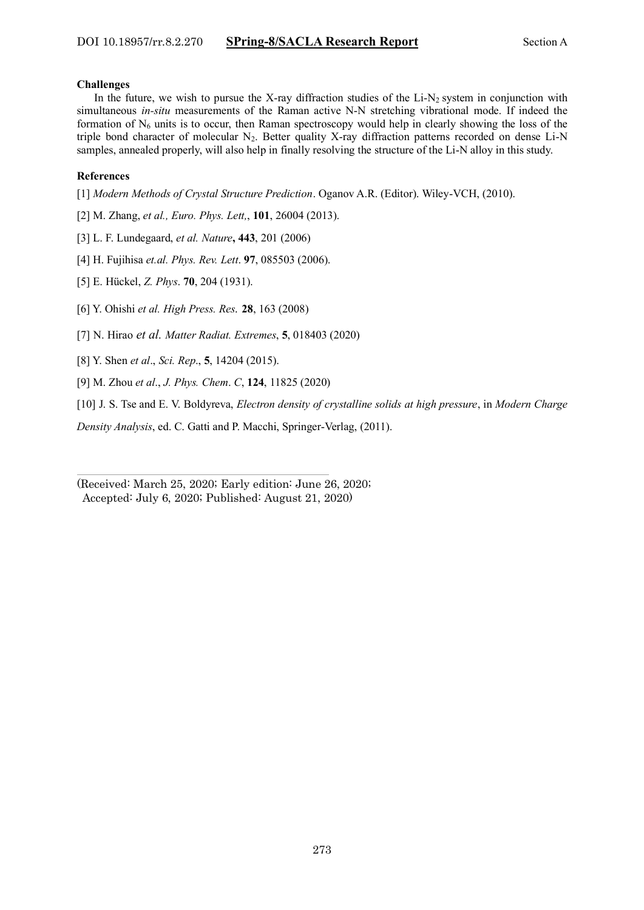**Challenges**

In the future, we wish to pursue the X-ray diffraction studies of the Li-$N_2$ system in conjunction with simultaneous *in-situ* measurements of the Raman active N-N stretching vibrational mode. If indeed the formation of $N_6$ units is to occur, then Raman spectroscopy would help in clearly showing the loss of the triple bond character of molecular $N_2$. Better quality X-ray diffraction patterns recorded on dense Li-N samples, annealed properly, will also help in finally resolving the structure of the Li-N alloy in this study.

**References**

[1] *Modern Methods of Crystal Structure Prediction*. Oganov A.R. (Editor). Wiley-VCH, (2010).

[2] M. Zhang, *et al., Euro. Phys. Lett,*, **101**, 26004 (2013).

[3] L. F. Lundegaard, *et al. Nature***, 443**, 201 (2006)

[4] H. Fujihisa *et.al. Phys. Rev. Lett*. **97**, 085503 (2006).

[5] E. Hückel, *Z. Phys*. **70**, 204 (1931).

[6] Y. Ohishi *et al. High Press. Res.* **28**, 163 (2008)

[7] N. Hirao *et al. Matter Radiat. Extremes*, **5**, 018403 (2020)

[8] Y. Shen *et al*., *Sci. Rep*., **5**, 14204 (2015).

[9] M. Zhou *et al*., *J. Phys. Chem*. *C*, **124**, 11825 (2020)

[10] J. S. Tse and E. V. Boldyreva, *Electron density of crystalline solids at high pressure*, in *Modern Charge Density Analysis*, ed. C. Gatti and P. Macchi, Springer-Verlag, (2011).

(Received: March 25, 2020; Early edition: June 26, 2020;
Accepted: July 6, 2020; Published: August 21, 2020)